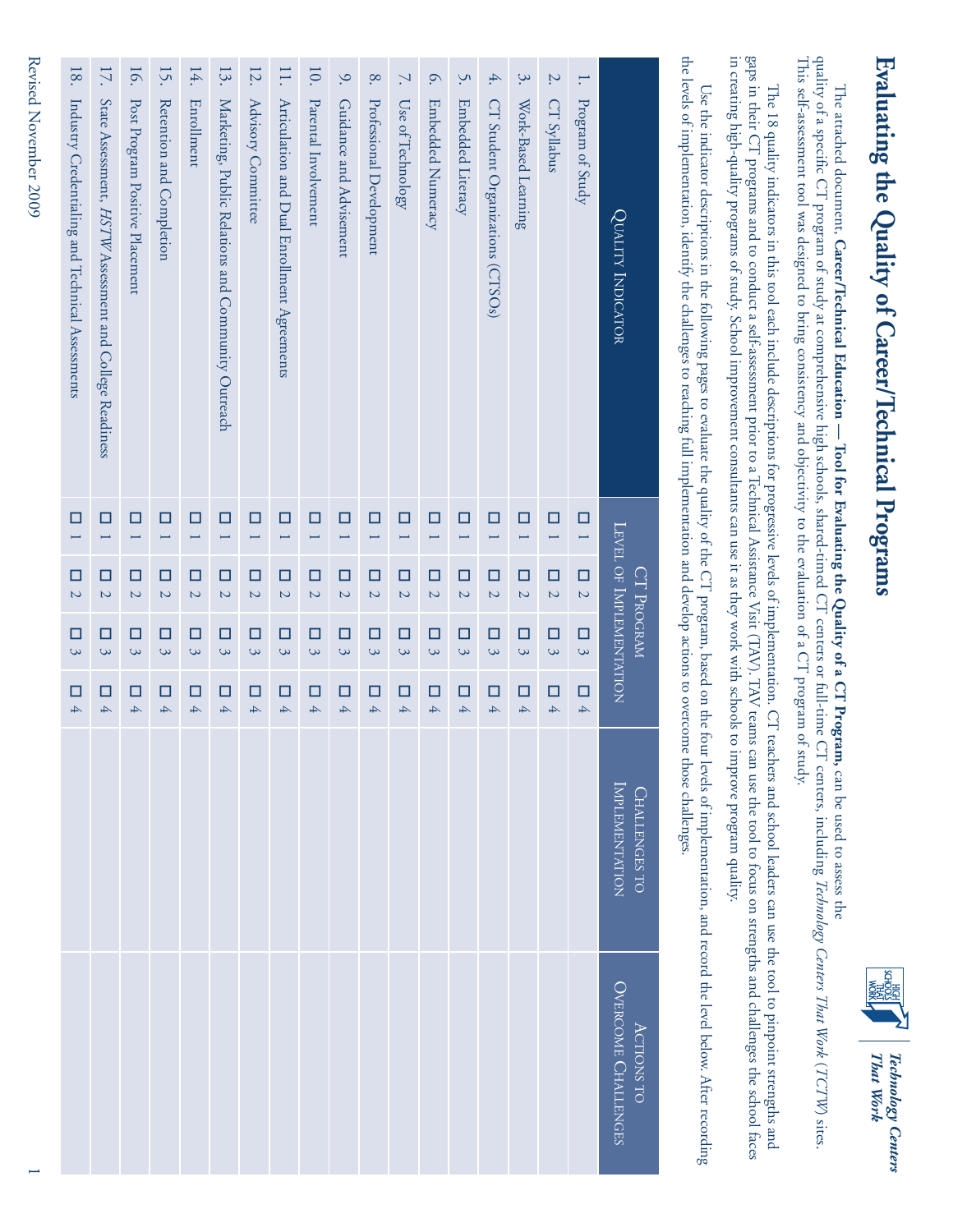# Evaluating the Quality of Career/Technical Programs

Technology Centers That Work

The attached document, **Career/Technical Education — Tool for Evaluating the Quality of a CT Program,** can be used to assess the quality of a specific CT program of study at comprehensive high schools, shared-timed CT centers or full-time CT centers, including *Technology Centers That Work* (*TCTW*) sites. This self-assessment tool was designed to bring consistency and objectivity to the evaluation of a CT program of study.

The 18 quality indicators in this tool each include descriptions for progressive levels of implementation. CT teachers and school leaders can use the tool to pinpoint strengths and gaps in their CT programs and to conduct a self-assessment prior to a Technical Assistance Visit (TAV). TAV teams can use the tool to focus on strengths and challenges the school faces in creating high-quality programs of study. School improvement consultants can use it as they work with schools to improve program quality.

Use the indicator descriptions in the following pages to evaluate the quality of the CT program, based on the four levels of implementation, and record the level below. After recording the levels of implementation, identify the challenges to reaching full implementation and develop actions to overcome those challenges.

| Quality Indicator | CT Program Level of Implementation | Challenges to Implementation | Actions to Overcome Challenges |
|---|---|---|---|
| 1. Program of Study | ☐ 1 ☐ 2 ☐ 3 ☐ 4 | | |
| 2. CT Syllabus | ☐ 1 ☐ 2 ☐ 3 ☐ 4 | | |
| 3. Work-Based Learning | ☐ 1 ☐ 2 ☐ 3 ☐ 4 | | |
| 4. CT Student Organizations (CTSOs) | ☐ 1 ☐ 2 ☐ 3 ☐ 4 | | |
| 5. Embedded Literacy | ☐ 1 ☐ 2 ☐ 3 ☐ 4 | | |
| 6. Embedded Numeracy | ☐ 1 ☐ 2 ☐ 3 ☐ 4 | | |
| 7. Use of Technology | ☐ 1 ☐ 2 ☐ 3 ☐ 4 | | |
| 8. Professional Development | ☐ 1 ☐ 2 ☐ 3 ☐ 4 | | |
| 9. Guidance and Advisement | ☐ 1 ☐ 2 ☐ 3 ☐ 4 | | |
| 10. Parental Involvement | ☐ 1 ☐ 2 ☐ 3 ☐ 4 | | |
| 11. Articulation and Dual Enrollment Agreements | ☐ 1 ☐ 2 ☐ 3 ☐ 4 | | |
| 12. Advisory Committee | ☐ 1 ☐ 2 ☐ 3 ☐ 4 | | |
| 13. Marketing, Public Relations and Community Outreach | ☐ 1 ☐ 2 ☐ 3 ☐ 4 | | |
| 14. Enrollment | ☐ 1 ☐ 2 ☐ 3 ☐ 4 | | |
| 15. Retention and Completion | ☐ 1 ☐ 2 ☐ 3 ☐ 4 | | |
| 16. Post Program Positive Placement | ☐ 1 ☐ 2 ☐ 3 ☐ 4 | | |
| 17. State Assessment, *HSTW* Assessment and College Readiness | ☐ 1 ☐ 2 ☐ 3 ☐ 4 | | |
| 18. Industry Credentialing and Technical Assessments | ☐ 1 ☐ 2 ☐ 3 ☐ 4 | | |

Revised November 2009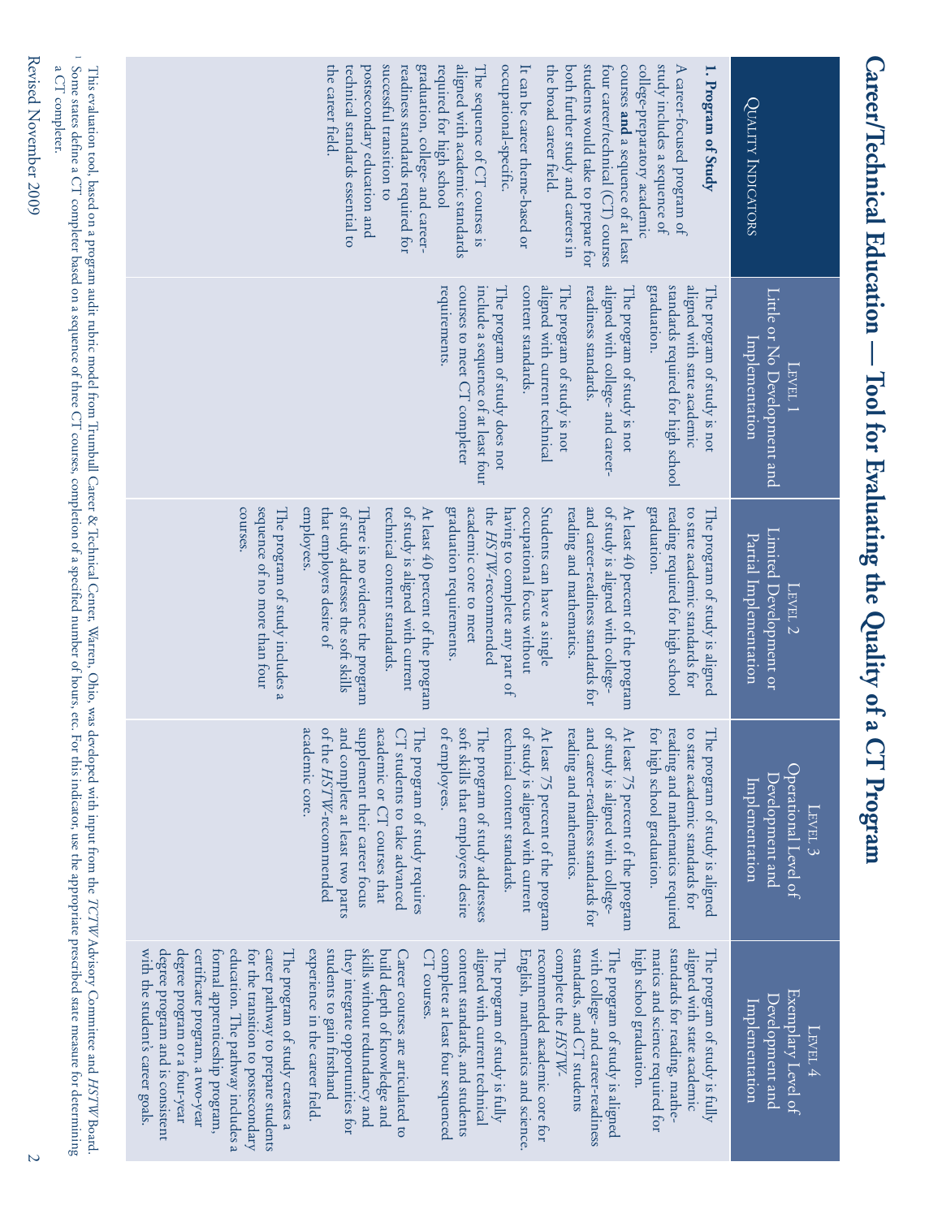# Career/Technical Education — Tool for Evaluating the Quality of a CT Program

| Quality Indicators | Level 1 Little or No Development and Implementation | Level 2 Limited Development or Partial Implementation | Level 3 Operational Level of Development and Implementation | Level 4 Exemplary Level of Development and Implementation |
|---|---|---|---|---|
| **1. Program of Study**<br><br>A career-focused program of study includes a sequence of college-preparatory academic courses **and** a sequence of at least four career/technical (CT) courses students would take to prepare for both further study and careers in the broad career field.<br><br>It can be career theme-based or occupational-specific.<br><br>The sequence of CT courses is aligned with academic standards required for high school graduation, college- and career-readiness standards required for successful transition to postsecondary education and technical standards essential to the career field. | The program of study is not aligned with state academic standards required for high school graduation.<br><br>The program of study is not aligned with college- and career-readiness standards.<br><br>The program of study is not aligned with current technical content standards.<br><br>The program of study does not include a sequence of at least four courses to meet CT completer requirements. | The program of study is aligned to state academic standards for reading required for high school graduation.<br><br>At least 40 percent of the program of study is aligned with college- and career-readiness standards for reading and mathematics.<br><br>Students can have a single occupational focus without having to complete any part of the *HSTW*-recommended academic core to meet graduation requirements.<br><br>At least 40 percent of the program of study is aligned with current technical content standards.<br><br>There is no evidence the program of study addresses the soft skills that employers desire of employees.<br><br>The program of study includes a sequence of no more than four courses. | The program of study is aligned to state academic standards for reading and mathematics required for high school graduation.<br><br>At least 75 percent of the program of study is aligned with college- and career-readiness standards for reading and mathematics.<br><br>At least 75 percent of the program of study is aligned with current technical content standards.<br><br>The program of study addresses soft skills that employers desire of employees.<br><br>The program of study requires CT students to take advanced academic or CT courses that supplement their career focus and complete at least two parts of the *HSTW*-recommended academic core. | The program of study is fully aligned with state academic standards for reading, mathematics and science required for high school graduation.<br><br>The program of study is aligned with college- and career-readiness standards, and CT students complete the *HSTW*-recommended academic core for English, mathematics and science.<br><br>The program of study is fully aligned with current technical content standards, and students complete at least four sequenced CT courses.<br><br>Career courses are articulated to build depth of knowledge and skills without redundancy and they integrate opportunities for students to gain firsthand experience in the career field.<br><br>The program of study creates a career pathway to prepare students for the transition to postsecondary education. The pathway includes a formal apprenticeship program, certificate program, a two-year degree program or a four-year degree program and is consistent with the student's career goals. |

This evaluation tool, based on a program audit rubric model from Trumbull Career & Technical Center, Warren, Ohio, was developed with input from the *TCTW* Advisory Committee and *HSTW* Board.

[1] Some states define a CT completer based on a sequence of three CT courses, completion of a specified number of hours, etc. For this indicator, use the appropriate prescribed state measure for determining a CT completer.

Revised November 2009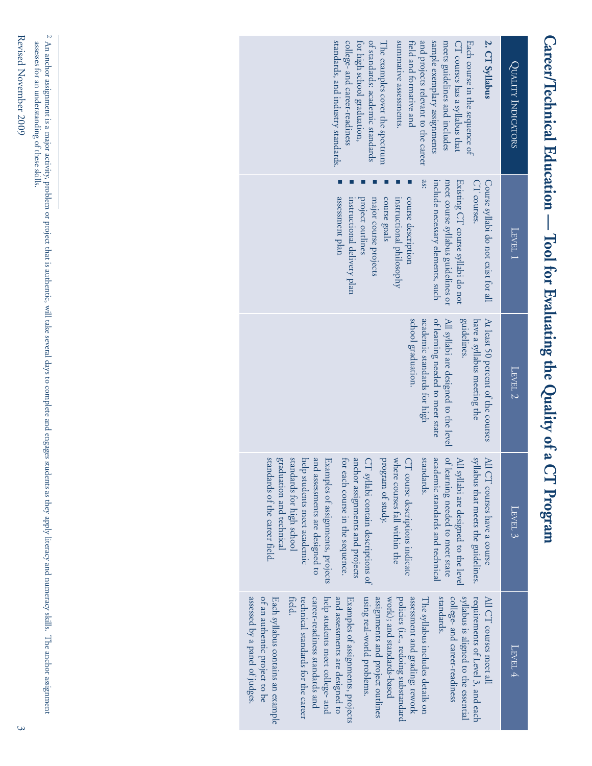# Career/Technical Education — Tool for Evaluating the Quality of a CT Program

| Quality Indicators | Level 1 | Level 2 | Level 3 | Level 4 |
|---|---|---|---|---|
| **2. CT Syllabus**<br><br>Each course in the sequence of CT courses has a syllabus that meets guidelines and includes sample exemplary assignments and projects relevant to the career field and formative and summative assessments.<br><br>The examples cover the spectrum of standards: academic standards for high school graduation, college- and career-readiness standards, and industry standards. | Course syllabi do not exist for all CT courses.<br><br>Existing CT course syllabi do not meet course syllabus guidelines or include necessary elements, such as:<br>▪ course description<br>▪ instructional philosophy<br>▪ course goals<br>▪ major course projects<br>▪ project outlines<br>▪ instructional delivery plan<br>▪ assessment plan | At least 50 percent of the courses have a syllabus meeting the guidelines.<br><br>All syllabi are designed to the level of learning needed to meet state academic standards for high school graduation. | All CT courses have a course syllabus that meets the guidelines.<br><br>All syllabi are designed to the level of learning needed to meet state academic standards and technical standards.<br><br>CT course descriptions indicate where courses fall within the program of study.<br><br>CT syllabi contain descriptions of anchor assignments and projects for each course in the sequence.<br><br>Examples of assignments, projects and assessments are designed to help students meet academic standards for high school graduation and technical standards of the career field. | All CT courses meet all requirements of Level 3, and each syllabus is aligned to the essential college- and career-readiness standards.<br><br>The syllabus includes details on assessment and grading: rework policies (i.e., redoing substandard work); and standards-based assignments and project outlines using real-world problems.<br><br>Examples of assignments, projects and assessments are designed to help students meet college- and career-readiness standards and technical standards for the career field.<br><br>Each syllabus contains an example of an authentic project to be assessed by a panel of judges. |

[2] An anchor assignment is a major activity, problem or project that is authentic, will take several days to complete and engages students as they apply literacy and numeracy skills. The anchor assignment assesses for an understanding of these skills.

Revised November 2009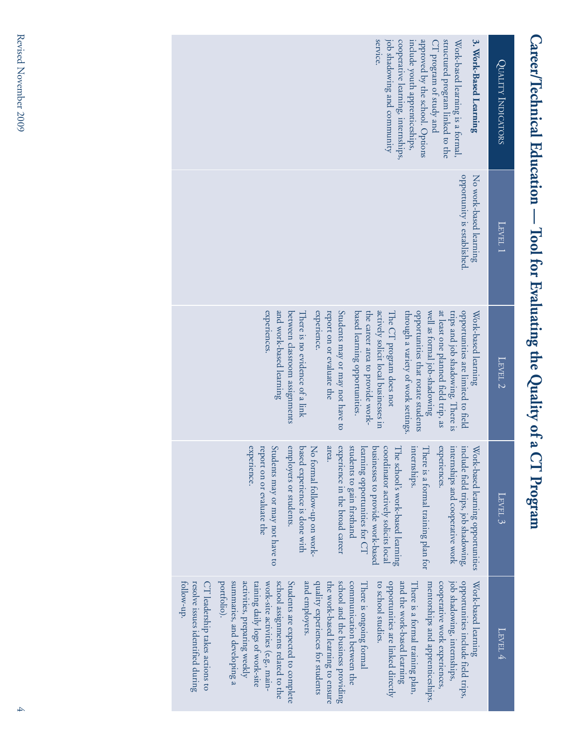# Career/Technical Education — Tool for Evaluating the Quality of a CT Program

| Quality Indicators | Level 1 | Level 2 | Level 3 | Level 4 |
|---|---|---|---|---|
| **3. Work-Based Learning**<br>Work-based learning is a formal, structured program linked to the CT program of study and approved by the school. Options include youth apprenticeships, cooperative learning, internships, job shadowing and community service. | No work-based learning opportunity is established. | Work-based learning opportunities are limited to field trips and job shadowing. There is at least one planned field trip, as well as formal job-shadowing opportunities that rotate students through a variety of work settings.<br>The CT program does not actively solicit local businesses in the career area to provide work-based learning opportunities.<br>Students may or may not have to report on or evaluate the experience.<br>There is no evidence of a link between classroom assignments and work-based learning experiences. | Work-based learning opportunities include field trips, job shadowing, internships and cooperative work experiences.<br>There is a formal training plan for internships.<br>The school's work-based learning coordinator actively solicits local businesses to provide work-based learning opportunities for CT students to gain firsthand experience in the broad career area.<br>No formal follow-up on work-based experience is done with employers or students.<br>Students may or may not have to report on or evaluate the experience. | Work-based learning opportunities include field trips, job shadowing, internships, cooperative work experiences, mentorships and apprenticeships.<br>There is a formal training plan, and the work-based learning opportunities are linked directly to school studies.<br>There is ongoing formal communication between the school and the business providing the work-based learning to ensure quality experiences for students and employers.<br>Students are expected to complete school assignments related to the work-site activities (e.g., maintaining daily logs of work-site activities, preparing weekly summaries, and developing a portfolio).<br>CT leadership takes actions to resolve issues identified during follow-up. |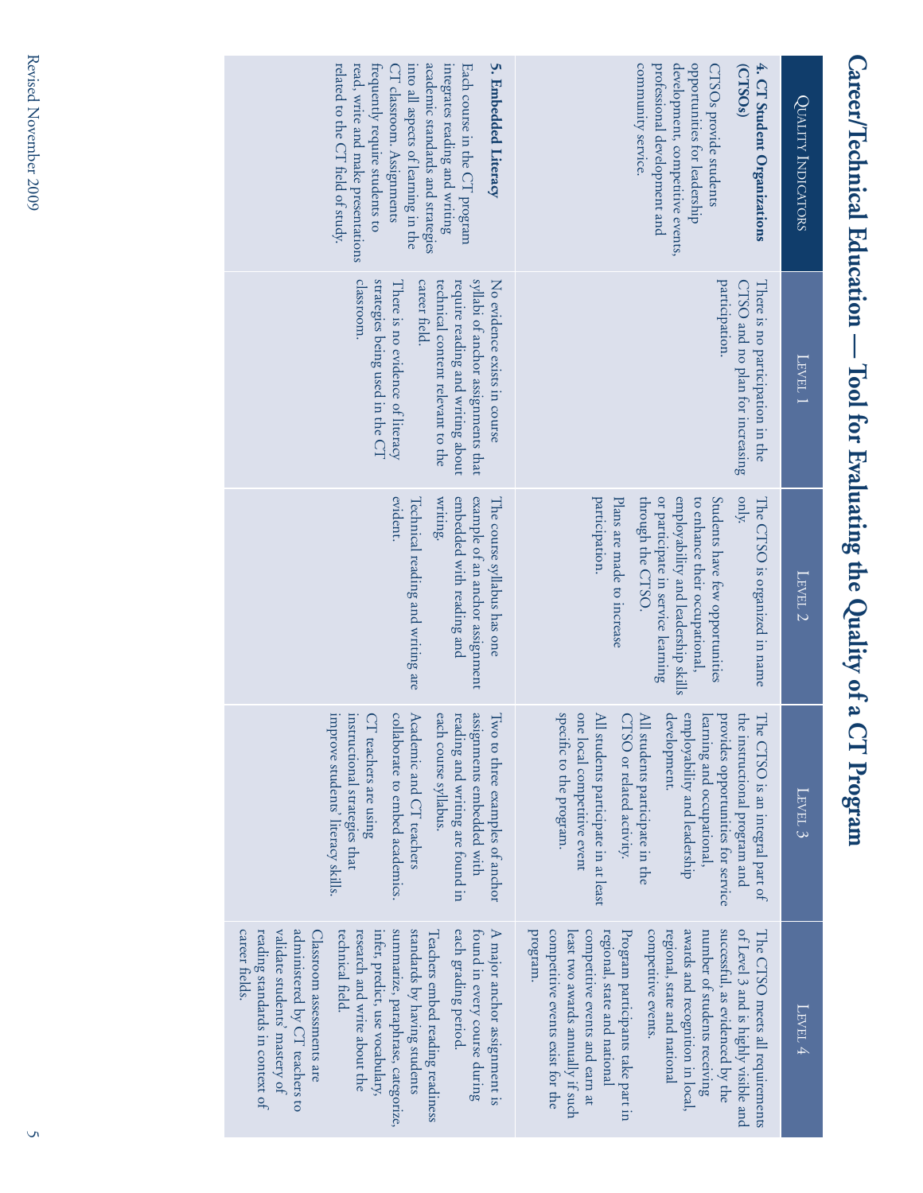# Career/Technical Education — Tool for Evaluating the Quality of a CT Program

| Quality Indicators | Level 1 | Level 2 | Level 3 | Level 4 |
|---|---|---|---|---|
| **4. CT Student Organizations (CTSOs)**<br><br>CTSOs provide students opportunities for leadership development, competitive events, professional development and community service. | There is no participation in the CTSO and no plan for increasing participation. | The CTSO is organized in name only.<br><br>Students have few opportunities to enhance their occupational, employability and leadership skills or participate in service learning through the CTSO.<br><br>Plans are made to increase participation. | The CTSO is an integral part of the instructional program and provides opportunities for service learning and occupational, employability and leadership development.<br><br>All students participate in the CTSO or related activity.<br><br>All students participate in at least one local competitive event specific to the program. | The CTSO meets all requirements of Level 3 and is highly visible and successful, as evidenced by the number of students receiving awards and recognition in local, regional, state and national competitive events.<br><br>Program participants take part in regional, state and national competitive events and earn at least two awards annually if such competitive events exist for the program. |
| **5. Embedded Literacy**<br><br>Each course in the CT program integrates reading and writing academic standards and strategies into all aspects of learning in the CT classroom. Assignments frequently require students to read, write and make presentations related to the CT field of study. | No evidence exists in course syllabi of anchor assignments that require reading and writing about technical content relevant to the career field.<br><br>There is no evidence of literacy strategies being used in the CT classroom. | The course syllabus has one example of an anchor assignment embedded with reading and writing.<br><br>Technical reading and writing are evident. | Two to three examples of anchor assignments embedded with reading and writing are found in each course syllabus.<br><br>Academic and CT teachers collaborate to embed academics.<br><br>CT teachers are using instructional strategies that improve students' literacy skills. | A major anchor assignment is found in every course during each grading period.<br><br>Teachers embed reading readiness standards by having students summarize, paraphrase, categorize, infer, predict, use vocabulary, research and write about the technical field.<br><br>Classroom assessments are administered by CT teachers to validate students' mastery of reading standards in context of career fields. |

Revised November 2009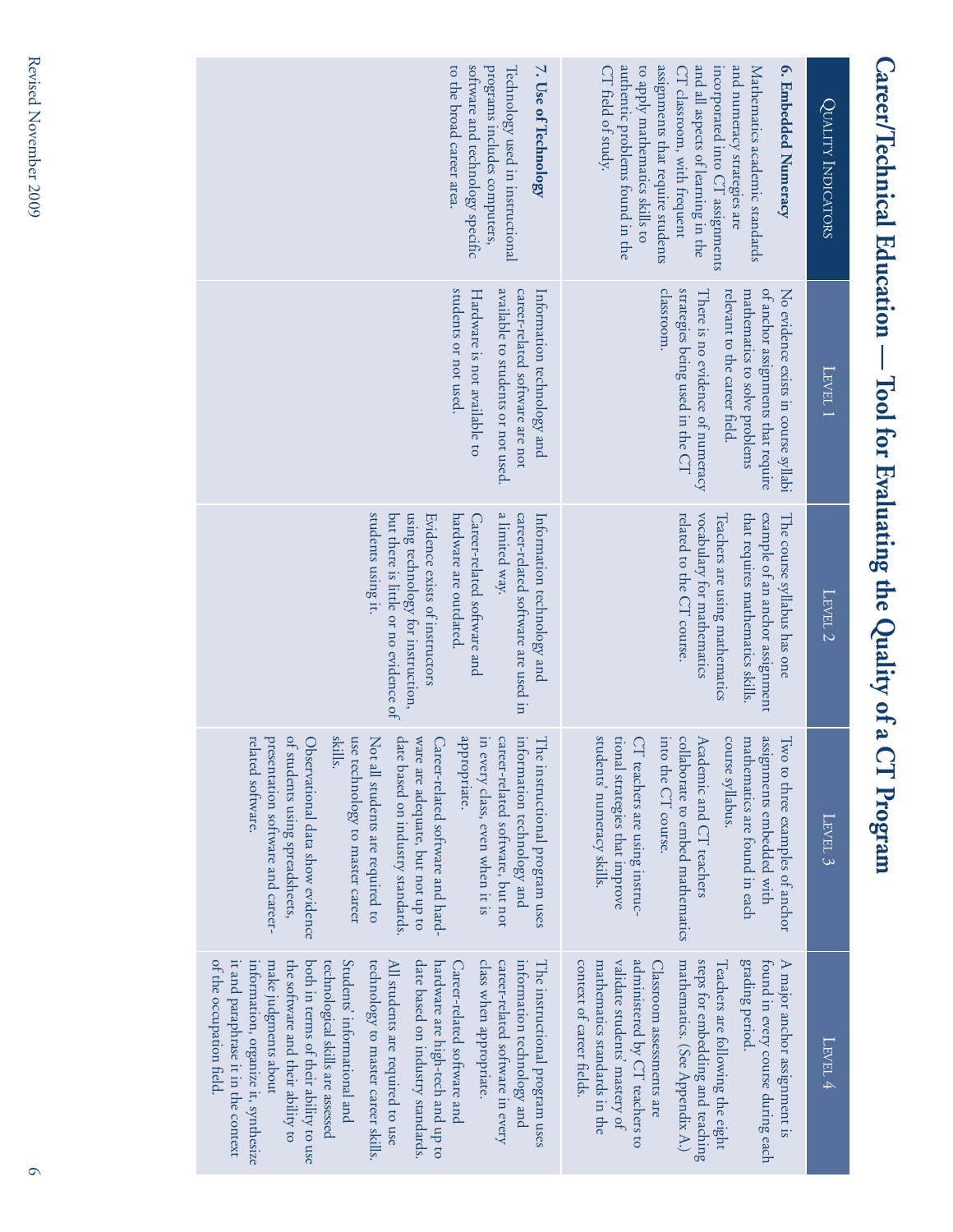# Career/Technical Education — Tool for Evaluating the Quality of a CT Program

| Quality Indicators | Level 1 | Level 2 | Level 3 | Level 4 |
|---|---|---|---|---|
| **6. Embedded Numeracy**<br>Mathematics academic standards and numeracy strategies are incorporated into CT assignments and all aspects of learning in the CT classroom, with frequent assignments that require students to apply mathematics skills to authentic problems found in the CT field of study. | No evidence exists in course syllabi of anchor assignments that require mathematics to solve problems relevant to the career field.<br>There is no evidence of numeracy strategies being used in the CT classroom. | The course syllabus has one example of an anchor assignment that requires mathematics skills.<br>Teachers are using mathematics vocabulary for mathematics related to the CT course. | Two to three examples of anchor assignments embedded with mathematics are found in each course syllabus.<br>Academic and CT teachers collaborate to embed mathematics into the CT course.<br>CT teachers are using instructional strategies that improve students' numeracy skills. | A major anchor assignment is found in every course during each grading period.<br>Teachers are following the eight steps for embedding and teaching mathematics. (See Appendix A.)<br>Classroom assessments are administered by CT teachers to validate students' mastery of mathematics standards in the context of career fields. |
| **7. Use of Technology**<br>Technology used in instructional programs includes computers, software and technology specific to the broad career area. | Information technology and career-related software are not available to students or not used.<br>Hardware is not available to students or not used. | Information technology and career-related software are used in a limited way.<br>Career-related software and hardware are outdated.<br>Evidence exists of instructors using technology for instruction, but there is little or no evidence of students using it. | The instructional program uses information technology and career-related software, but not in every class, even when it is appropriate.<br>Career-related software and hardware are adequate, but not up to date based on industry standards.<br>Not all students are required to use technology to master career skills.<br>Observational data show evidence of students using spreadsheets, presentation software and career-related software. | The instructional program uses information technology and career-related software in every class when appropriate.<br>Career-related software and hardware are high-tech and up to date based on industry standards.<br>All students are required to use technology to master career skills.<br>Students' informational and technological skills are assessed both in terms of their ability to use the software and their ability to make judgments about information, organize it, synthesize it and paraphrase it in the context of the occupation field. |

Revised November 2009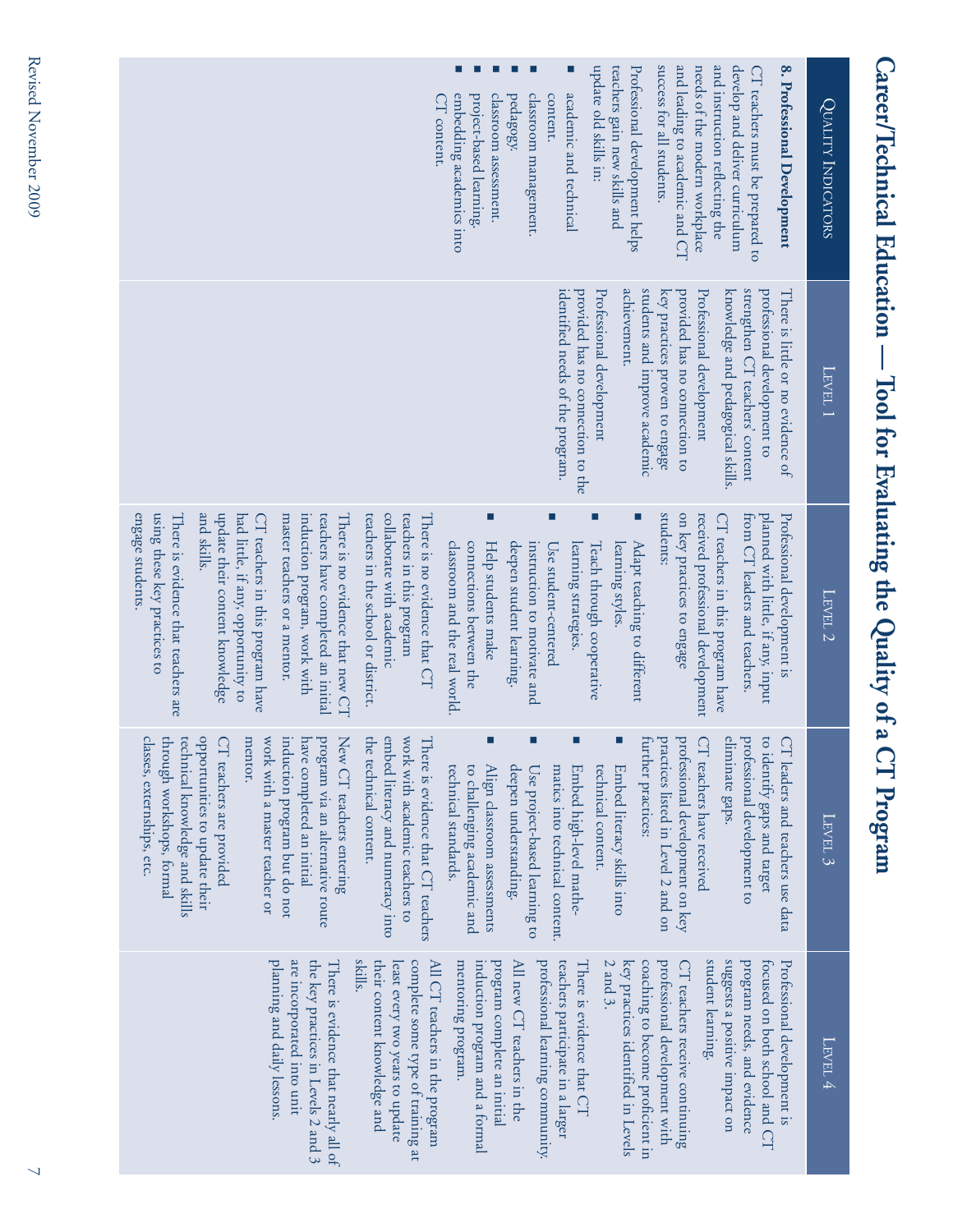# Career/Technical Education — Tool for Evaluating the Quality of a CT Program

| Quality Indicators | Level 1 | Level 2 | Level 3 | Level 4 |
|---|---|---|---|---|
| **8. Professional Development**<br><br>CT teachers must be prepared to develop and deliver curriculum and instruction reflecting the needs of the modern workplace and leading to academic and CT success for all students.<br><br>Professional development helps teachers gain new skills and update old skills in:<br>▪ academic and technical content.<br>▪ classroom management.<br>▪ pedagogy.<br>▪ classroom assessment.<br>▪ project-based learning.<br>▪ embedding academics into CT content. | There is little or no evidence of professional development to strengthen CT teachers' content knowledge and pedagogical skills.<br><br>Professional development provided has no connection to key practices proven to engage students and improve academic achievement.<br><br>Professional development provided has no connection to the identified needs of the program. | Professional development is planned with little, if any, input from CT leaders and teachers.<br><br>CT teachers in this program have received professional development on key practices to engage students:<br>▪ Adapt teaching to different learning styles.<br>▪ Teach through cooperative learning strategies.<br>▪ Use student-centered instruction to motivate and deepen student learning.<br>▪ Help students make connections between the classroom and the real world.<br><br>There is no evidence that CT teachers in this program collaborate with academic teachers in the school or district.<br><br>There is no evidence that new CT teachers have completed an initial induction program, work with master teachers or a mentor.<br><br>CT teachers in this program have had little, if any, opportunity to update their content knowledge and skills.<br><br>There is evidence that teachers are using these key practices to engage students. | CT leaders and teachers use data to identify gaps and target professional development to eliminate gaps.<br><br>CT teachers have received professional development on key practices listed in Level 2 and on further practices:<br>▪ Embed literacy skills into technical content.<br>▪ Embed high-level mathematics into technical content.<br>▪ Use project-based learning to deepen understanding.<br>▪ Align classroom assessments to challenging academic and technical standards.<br><br>There is evidence that CT teachers work with academic teachers to embed literacy and numeracy into the technical content.<br><br>New CT teachers entering program via an alternative route have completed an initial induction program but do not work with a master teacher or mentor.<br><br>CT teachers are provided opportunities to update their technical knowledge and skills through workshops, formal classes, externships, etc. | Professional development is focused on both school and CT program needs, and evidence suggests a positive impact on student learning.<br><br>CT teachers receive continuing professional development with coaching to become proficient in key practices identified in Levels 2 and 3.<br><br>There is evidence that CT teachers participate in a larger professional learning community.<br><br>All new CT teachers in the program complete an initial induction program and a formal mentoring program.<br><br>All CT teachers in the program complete some type of training at least every two years to update their content knowledge and skills.<br><br>There is evidence that nearly all of the key practices in Levels 2 and 3 are incorporated into unit planning and daily lessons. |

Revised November 2009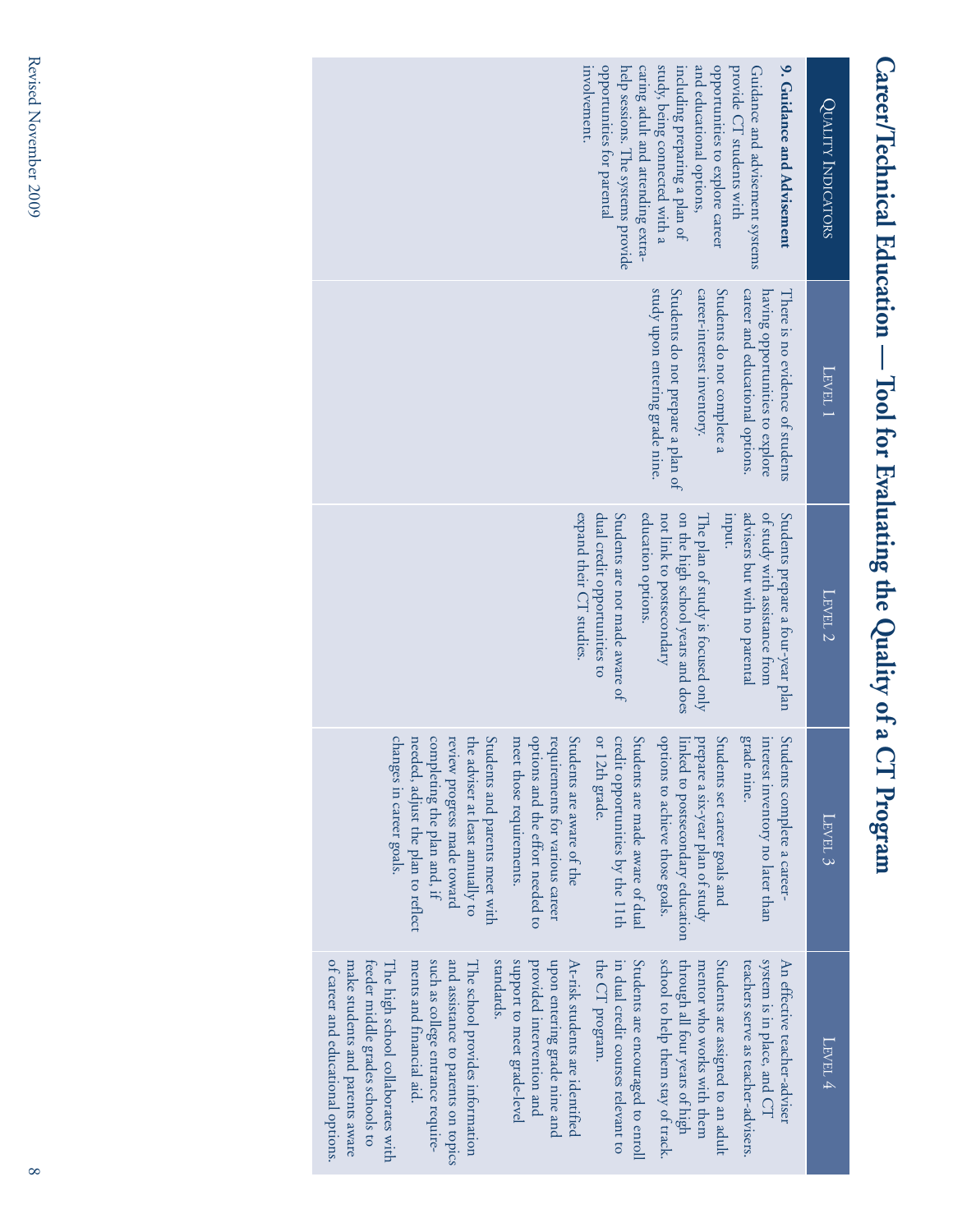# Career/Technical Education — Tool for Evaluating the Quality of a CT Program

| Quality Indicators | Level 1 | Level 2 | Level 3 | Level 4 |
|---|---|---|---|---|
| **9. Guidance and Advisement**<br><br>Guidance and advisement systems provide CT students with opportunities to explore career and educational options, including preparing a plan of study, being connected with a caring adult and attending extra-help sessions. The systems provide opportunities for parental involvement. | There is no evidence of students having opportunities to explore career and educational options.<br><br>Students do not complete a career-interest inventory.<br><br>Students do not prepare a plan of study upon entering grade nine. | Students prepare a four-year plan of study with assistance from advisers but with no parental input.<br><br>The plan of study is focused only on the high school years and does not link to postsecondary education options.<br><br>Students are not made aware of dual credit opportunities to expand their CT studies. | Students complete a career-interest inventory no later than grade nine.<br><br>Students set career goals and prepare a six-year plan of study linked to postsecondary education options to achieve those goals.<br><br>Students are made aware of dual credit opportunities by the 11th or 12th grade.<br><br>Students are aware of the requirements for various career options and the effort needed to meet those requirements.<br><br>Students and parents meet with the adviser at least annually to review progress made toward completing the plan and, if needed, adjust the plan to reflect changes in career goals. | An effective teacher-adviser system is in place, and CT teachers serve as teacher-advisers.<br><br>Students are assigned to an adult mentor who works with them through all four years of high school to help them stay of track.<br><br>Students are encouraged to enroll in dual credit courses relevant to the CT program.<br><br>At-risk students are identified upon entering grade nine and provided intervention and support to meet grade-level standards.<br><br>The school provides information and assistance to parents on topics such as college entrance requirements and financial aid.<br><br>The high school collaborates with feeder middle grades schools to make students and parents aware of career and educational options. |

Revised November 2009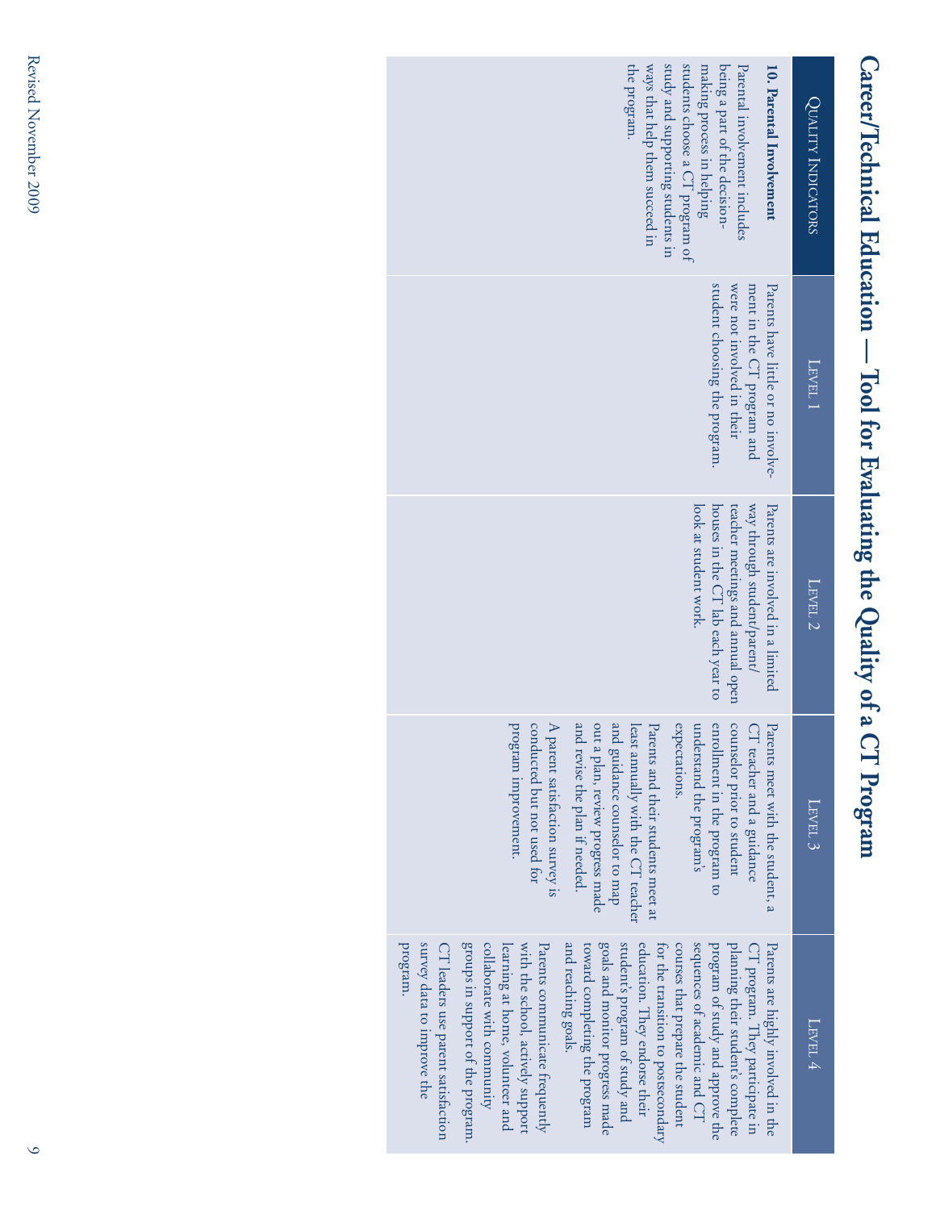# Career/Technical Education — Tool for Evaluating the Quality of a CT Program

| Quality Indicators | Level 1 | Level 2 | Level 3 | Level 4 |
|---|---|---|---|---|
| **10. Parental Involvement**<br><br>Parental involvement includes being a part of the decision-making process in helping students choose a CT program of study and supporting students in ways that help them succeed in the program. | Parents have little or no involvement in the CT program and were not involved in their student choosing the program. | Parents are involved in a limited way through student/parent/teacher meetings and annual open houses in the CT lab each year to look at student work. | Parents meet with the student, a CT teacher and a guidance counselor prior to student enrollment in the program to understand the program's expectations.<br><br>Parents and their students meet at least annually with the CT teacher and guidance counselor to map out a plan, review progress made and revise the plan if needed.<br><br>A parent satisfaction survey is conducted but not used for program improvement. | Parents are highly involved in the CT program. They participate in planning their student's complete program of study and approve the sequences of academic and CT courses that prepare the student for the transition to postsecondary education. They endorse their student's program of study and goals and monitor progress made toward completing the program and reaching goals.<br><br>Parents communicate frequently with the school, actively support learning at home, volunteer and collaborate with community groups in support of the program.<br><br>CT leaders use parent satisfaction survey data to improve the program. |

Revised November 2009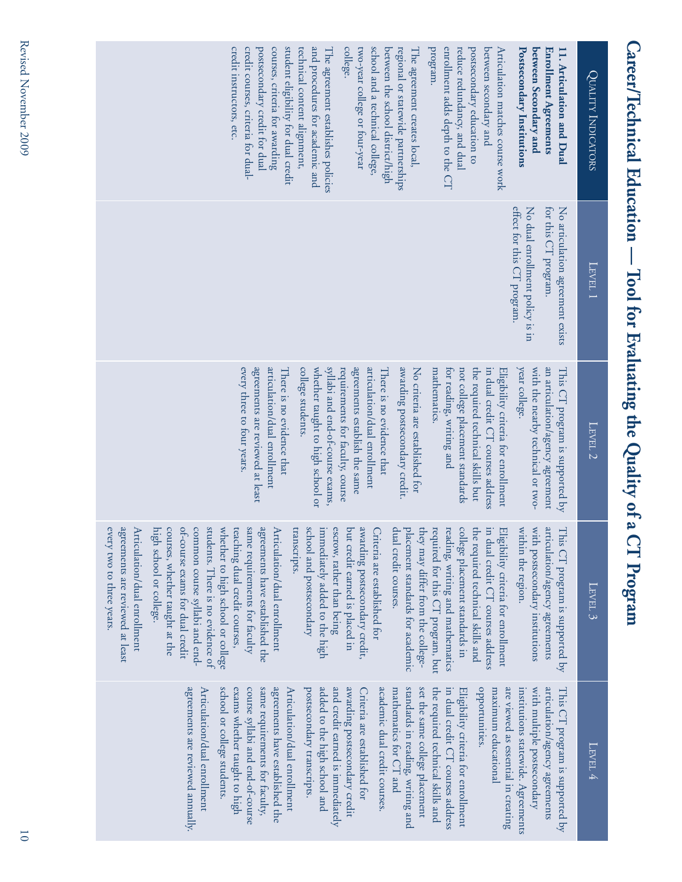# Career/Technical Education — Tool for Evaluating the Quality of a CT Program

| Quality Indicators | Level 1 | Level 2 | Level 3 | Level 4 |
|---|---|---|---|---|
| **11. Articulation and Dual Enrollment Agreements between Secondary and Postsecondary Institutions**<br><br>Articulation matches course work between secondary and postsecondary education to reduce redundancy, and dual enrollment adds depth to the CT program.<br><br>The agreement creates local, regional or statewide partnerships between the school district/high school and a technical college, two-year college or four-year college.<br><br>The agreement establishes policies and procedures for academic and technical content alignment, student eligibility for dual credit courses, criteria for awarding postsecondary credit for dual credit courses, criteria for dual-credit instructors, etc. | No articulation agreement exists for this CT program.<br><br>No dual enrollment policy is in effect for this CT program. | This CT program is supported by an articulation/agency agreement with the nearby technical or two-year college.<br><br>Eligibility criteria for enrollment in dual credit CT courses address the required technical skills but not college placement standards for reading, writing and mathematics.<br><br>No criteria are established for awarding postsecondary credit.<br><br>There is no evidence that articulation/dual enrollment agreements establish the same requirements for faculty, course syllabi and end-of-course exams, whether taught to high school or college students.<br><br>There is no evidence that articulation/dual enrollment agreements are reviewed at least every three to four years. | This CT program is supported by articulation/agency agreements with postsecondary institutions within the region.<br><br>Eligibility criteria for enrollment in dual credit CT courses address the required technical skills and college placement standards in reading, writing and mathematics required for this CT program, but they may differ from the college-placement standards for academic dual credit courses.<br><br>Criteria are established for awarding postsecondary credit, but credit earned is placed in escrow, rather than being immediately added to the high school and postsecondary transcripts.<br><br>Articulation/dual enrollment agreements have established the same requirements for faculty teaching dual credit courses, whether to high school or college students. There is no evidence of common course syllabi and end-of-course exams for dual credit courses, whether taught at the high school or college.<br><br>Articulation/dual enrollment agreements are reviewed at least every two to three years. | This CT program is supported by articulation/agency agreements with multiple postsecondary institutions statewide. Agreements are viewed as essential in creating maximum educational opportunities.<br><br>Eligibility criteria for enrollment in dual credit CT courses address the required technical skills and set the same college placement standards in reading, writing and mathematics for CT and academic dual credit courses.<br><br>Criteria are established for awarding postsecondary credit and credit earned is immediately added to the high school and postsecondary transcripts.<br><br>Articulation/dual enrollment agreements have established the same requirements for faculty, course syllabi and end-of-course exams whether taught to high school or college students.<br><br>Articulation/dual enrollment agreements are reviewed annually. |

Revised November 2009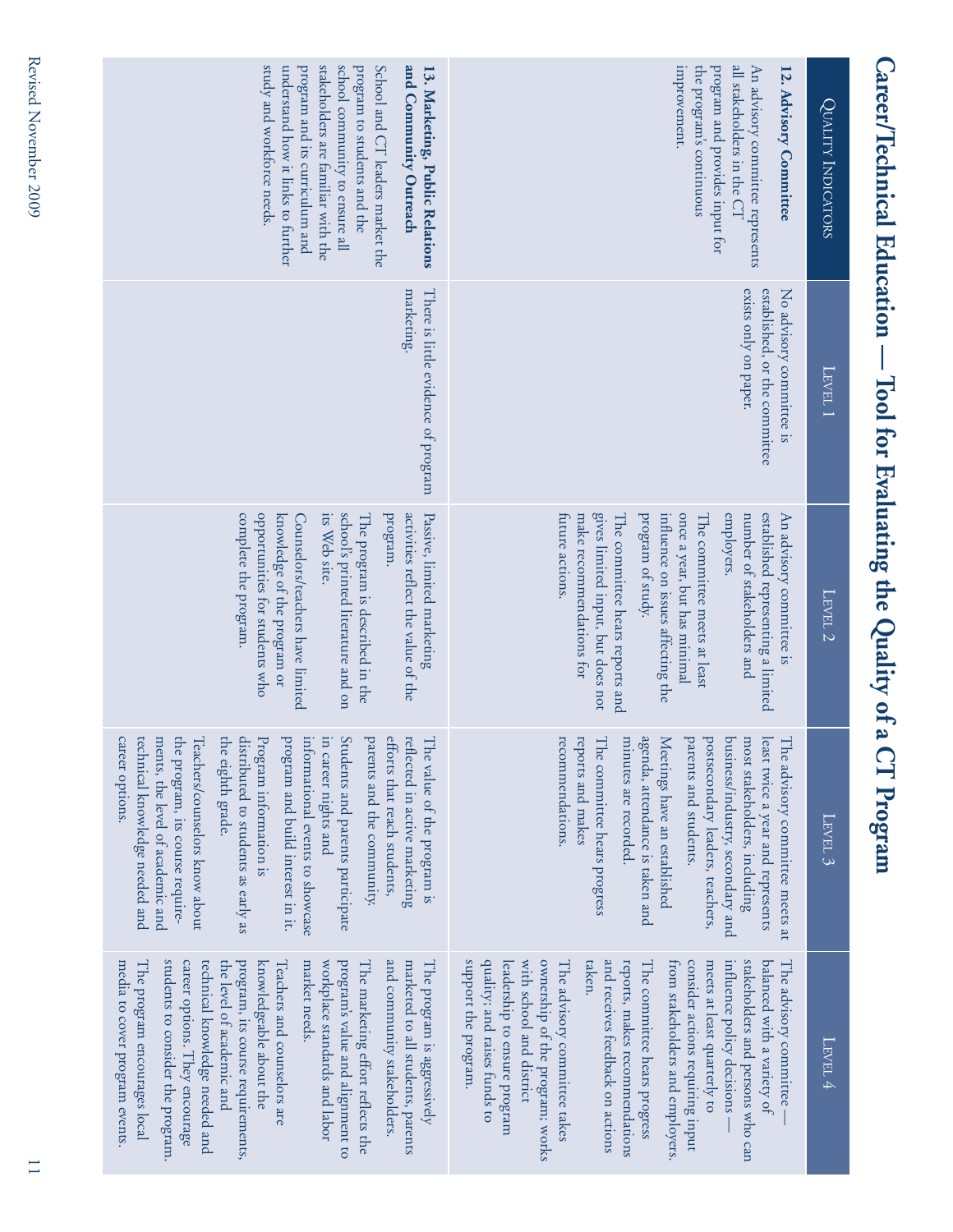# Career/Technical Education — Tool for Evaluating the Quality of a CT Program

| Quality Indicators | Level 1 | Level 2 | Level 3 | Level 4 |
|---|---|---|---|---|
| **12. Advisory Committee**<br><br>An advisory committee represents all stakeholders in the CT program and provides input for the program's continuous improvement. | No advisory committee is established, or the committee exists only on paper. | An advisory committee is established representing a limited number of stakeholders and employers.<br><br>The committee meets at least once a year, but has minimal influence on issues affecting the program of study.<br><br>The committee hears reports and gives limited input, but does not make recommendations for future actions. | The advisory committee meets at least twice a year and represents most stakeholders, including business/industry, secondary and postsecondary leaders, teachers, parents and students.<br><br>Meetings have an established agenda, attendance is taken and minutes are recorded.<br><br>The committee hears progress reports and makes recommendations. | The advisory committee — balanced with a variety of stakeholders and persons who can influence policy decisions — meets at least quarterly to consider actions requiring input from stakeholders and employers.<br><br>The committee hears progress reports, makes recommendations and receives feedback on actions taken.<br><br>The advisory committee takes ownership of the program; works with school and district leadership to ensure program quality; and raises funds to support the program. |
| **13. Marketing, Public Relations and Community Outreach**<br><br>School and CT leaders market the program to students and the school community to ensure all stakeholders are familiar with the program and its curriculum and understand how it links to further study and workforce needs. | There is little evidence of program marketing. | Passive, limited marketing activities reflect the value of the program.<br><br>The program is described in the school's printed literature and on its Web site.<br><br>Counselors/teachers have limited knowledge of the program or opportunities for students who complete the program. | The value of the program is reflected in active marketing efforts that reach students, parents and the community.<br><br>Students and parents participate in career nights and informational events to showcase program and build interest in it.<br><br>Program information is distributed to students as early as the eighth grade.<br><br>Teachers/counselors know about the program, its course requirements, the level of academic and technical knowledge needed and career options. | The program is aggressively marketed to all students, parents and community stakeholders.<br><br>The marketing effort reflects the program's value and alignment to workplace standards and labor market needs.<br><br>Teachers and counselors are knowledgeable about the program, its course requirements, the level of academic and technical knowledge needed and career options. They encourage students to consider the program.<br><br>The program encourages local media to cover program events. |

Revised November 2009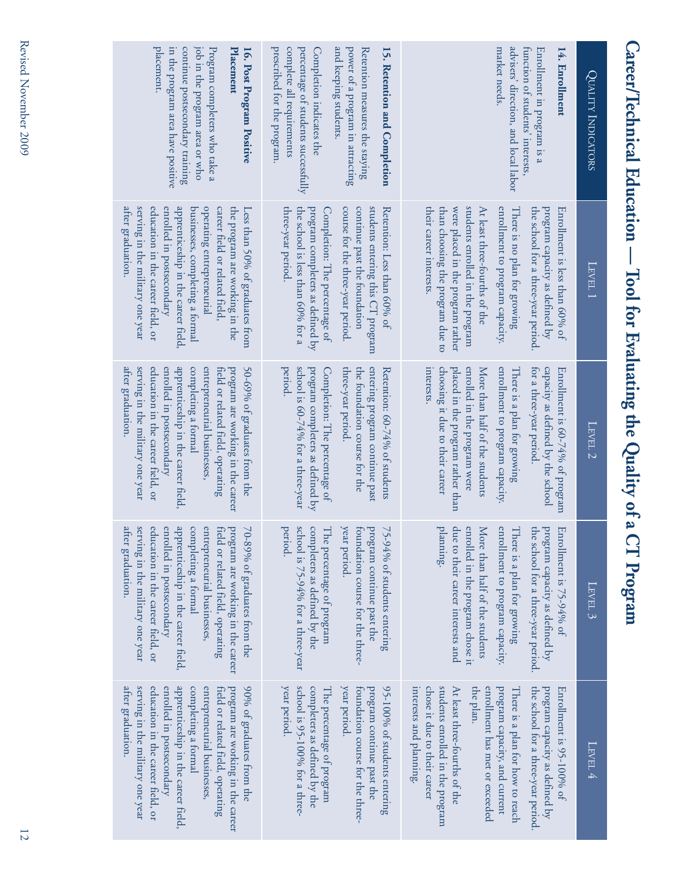# Career/Technical Education — Tool for Evaluating the Quality of a CT Program

| Quality Indicators | Level 1 | Level 2 | Level 3 | Level 4 |
|---|---|---|---|---|
| **14. Enrollment**<br>Enrollment in program is a function of students' interests, advisers' direction, and local labor market needs. | Enrollment is less than 60% of program capacity as defined by the school for a three-year period.<br>There is no plan for growing enrollment to program capacity.<br>At least three-fourths of the students enrolled in the program were placed in the program rather than choosing the program due to their career interests. | Enrollment is 60-74% of program capacity as defined by the school for a three-year period.<br>There is a plan for growing enrollment to program capacity.<br>More than half of the students enrolled in the program were placed in the program rather than choosing it due to their career interests. | Enrollment is 75-94% of program capacity as defined by the school for a three-year period.<br>There is a plan for growing enrollment to program capacity.<br>More than half of the students enrolled in the program chose it due to their career interests and planning. | Enrollment is 95-100% of program capacity as defined by the school for a three-year period.<br>There is a plan for how to reach program capacity, and current enrollment has met or exceeded the plan.<br>At least three-fourths of the students enrolled in the program chose it due to their career interests and planning. |
| **15. Retention and Completion**<br>Retention measures the staying power of a program in attracting and keeping students.<br>Completion indicates the percentage of students successfully complete all requirements prescribed for the program. | Retention: Less than 60% of students entering this CT program continue past the foundation course for the three-year period.<br>Completion: The percentage of program completers as defined by the school is less than 60% for a three-year period. | Retention: 60-74% of students entering program continue past the foundation course for the three-year period.<br>Completion: The percentage of program completers as defined by the school is 60-74% for a three-year period. | 75-94% of students entering program continue past the foundation course for the three-year period.<br>The percentage of program completers as defined by the school is 75-94% for a three-year period. | 95-100% of students entering program continue past the foundation course for the three-year period.<br>The percentage of program completers as defined by the school is 95-100% for a three-year period. |
| **16. Post Program Positive Placement**<br>Program completers who take a job in the program area or who continue postsecondary training in the program area have positive placement. | Less than 50% of graduates from the program are working in the career field or related field, operating entrepreneurial businesses, completing a formal apprenticeship in the career field, enrolled in postsecondary education in the career field, or serving in the military one year after graduation. | 50-69% of graduates from the program are working in the career field or related field, operating entrepreneurial businesses, completing a formal apprenticeship in the career field, enrolled in postsecondary education in the career field, or serving in the military one year after graduation. | 70-89% of graduates from the program are working in the career field or related field, operating entrepreneurial businesses, completing a formal apprenticeship in the career field, enrolled in postsecondary education in the career field, or serving in the military one year after graduation. | 90% of graduates from the program are working in the career field or related field, operating entrepreneurial businesses, completing a formal apprenticeship in the career field, enrolled in postsecondary education in the career field, or serving in the military one year after graduation. |

Revised November 2009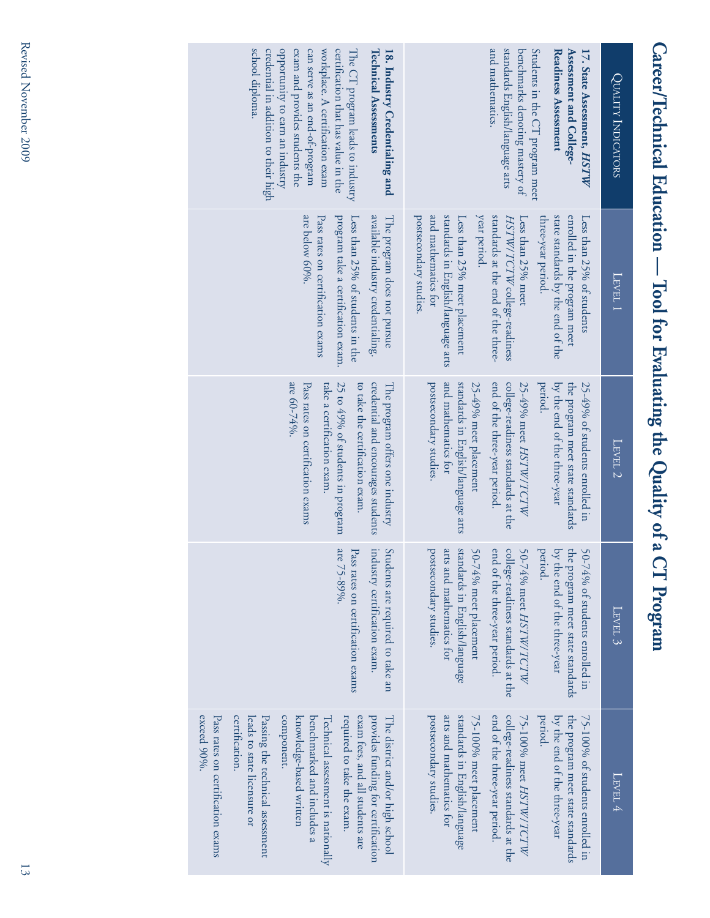# Career/Technical Education — Tool for Evaluating the Quality of a CT Program

| Quality Indicators | Level 1 | Level 2 | Level 3 | Level 4 |
|---|---|---|---|---|
| **17. State Assessment, *HSTW* Assessment and College-Readiness Assessment**<br>Students in the CT program meet benchmarks denoting mastery of standards English/language arts and mathematics. | Less than 25% of students enrolled in the program meet state standards by the end of the three-year period.<br>Less than 25% meet *HSTW/TCTW* college-readiness standards at the end of the three-year period.<br>Less than 25% meet placement standards in English/language arts and mathematics for postsecondary studies. | 25-49% of students enrolled in the program meet state standards by the end of the three-year period.<br>25-49% meet *HSTW/TCTW* college-readiness standards at the end of the three-year period.<br>25-49% meet placement standards in English/language arts and mathematics for postsecondary studies. | 50-74% of students enrolled in the program meet state standards by the end of the three-year period.<br>50-74% meet *HSTW/TCTW* college-readiness standards at the end of the three-year period.<br>50-74% meet placement standards in English/language arts and mathematics for postsecondary studies. | 75-100% of students enrolled in the program meet state standards by the end of the three-year period.<br>75-100% meet *HSTW/TCTW* college-readiness standards at the end of the three-year period.<br>75-100% meet placement standards in English/language arts and mathematics for postsecondary studies. |
| **18. Industry Credentialing and Technical Assessments**<br>The CT program leads to industry certification that has value in the workplace. A certification exam can serve as an end-of-program exam and provides students the opportunity to earn an industry credential in addition to their high school diploma. | The program does not pursue available industry credentialing.<br>Less than 25% of students in the program take a certification exam.<br>Pass rates on certification exams are below 60%. | The program offers one industry credential and encourages students to take the certification exam.<br>25 to 49% of students in program take a certification exam.<br>Pass rates on certification exams are 60-74%. | Students are required to take an industry certification exam.<br>Pass rates on certification exams are 75-89%. | The district and/or high school provides funding for certification exam fees, and all students are required to take the exam.<br>Technical assessment is nationally benchmarked and includes a knowledge-based written component.<br>Passing the technical assessment leads to state licensure or certification.<br>Pass rates on certification exams exceed 90%. |

Revised November 2009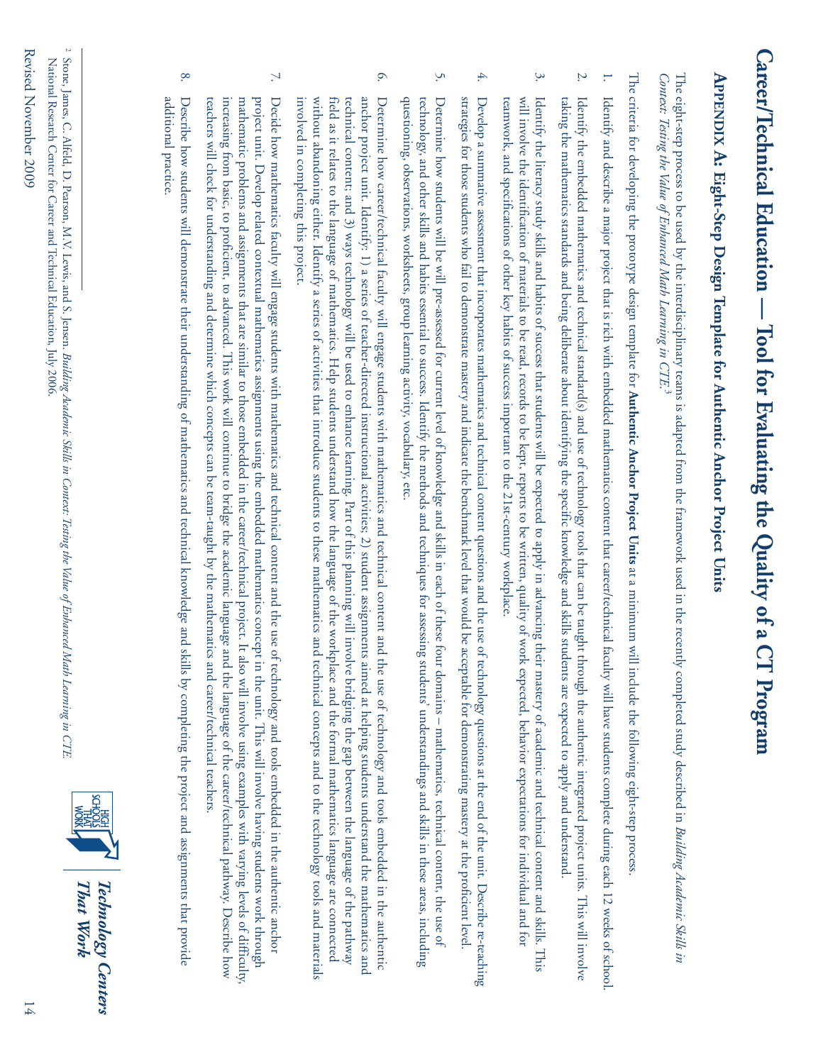# Career/Technical Education — Tool for Evaluating the Quality of a CT Program

## APPENDIX A: Eight-Step Design Template for Authentic Anchor Project Units

The eight-step process to be used by the interdisciplinary teams is adapted from the framework used in the recently completed study described in *Building Academic Skills in Context: Testing the Value of Enhanced Math Learning in CTE.*[3]

The criteria for developing the prototype design template for **Authentic Anchor Project Units** at a minimum will include the following eight-step process.

1. Identify and describe a major project that is rich with embedded mathematics content that career/technical faculty will have students complete during each 12 weeks of school.
2. Identify the embedded mathematics and technical standard(s) and use of technology tools that can be taught through the authentic integrated project units. This will involve taking the mathematics standards and being deliberate about identifying the specific knowledge and skills students are expected to apply and understand.
3. Identify the literacy study skills and habits of success that students will be expected to apply in advancing their mastery of academic and technical content and skills. This will involve the identification of materials to be read, records to be kept, reports to be written, quality of work expected, behavior expectations for individual and for teamwork, and specifications of other key habits of success important to the 21st-century workplace.
4. Develop a summative assessment that incorporates mathematics and technical content questions and the use of technology questions at the end of the unit. Describe re-teaching strategies for those students who fail to demonstrate mastery and indicate the benchmark level that would be acceptable for demonstrating mastery at the proficient level.
5. Determine how students will be will pre-assessed for current level of knowledge and skills in each of these four domains – mathematics, technical content, the use of technology, and other skills and habits essential to success. Identify the methods and techniques for assessing students' understandings and skills in these areas, including questioning, observations, worksheets, group learning activity, vocabulary, etc.
6. Determine how career/technical faculty will engage students with mathematics and technical content and the use of technology and tools embedded in the authentic anchor project unit. Identify: 1) a series of teacher-directed instructional activities; 2) student assignments aimed at helping students understand the mathematics and technical content; and 3) ways technology will be used to enhance learning. Part of this planning will involve bridging the gap between the language of the pathway field as it relates to the language of mathematics. Help students understand how the language of the workplace and the formal mathematics language are connected without abandoning either. Identify a series of activities that introduce students to these mathematics and technical concepts and to the technology tools and materials involved in completing this project.
7. Decide how mathematics faculty will engage students with mathematics and technical content and the use of technology and tools embedded in the authentic anchor project unit. Develop related contextual mathematics assignments using the embedded mathematics concept in the unit. This will involve having students work through mathematic problems and assignments that are similar to those embedded in the career/technical project. It also will involve using examples with varying levels of difficulty, increasing from basic, to proficient, to advanced. This work will continue to bridge the academic language and the language of the career/technical pathway. Describe how teachers will check for understanding and determine which concepts can be team-taught by the mathematics and career/technical teachers.
8. Describe how students will demonstrate their understanding of mathematics and technical knowledge and skills by completing the project and assignments that provide additional practice.

---

[3] Stone, James, C. Alfeld, D. Pearson, M.V. Lewis, and S. Jensen. *Building Academic Skills in Context: Testing the Value of Enhanced Math Learning in CTE.* National Research Center for Career and Technical Education, July 2006.

Revised November 2009